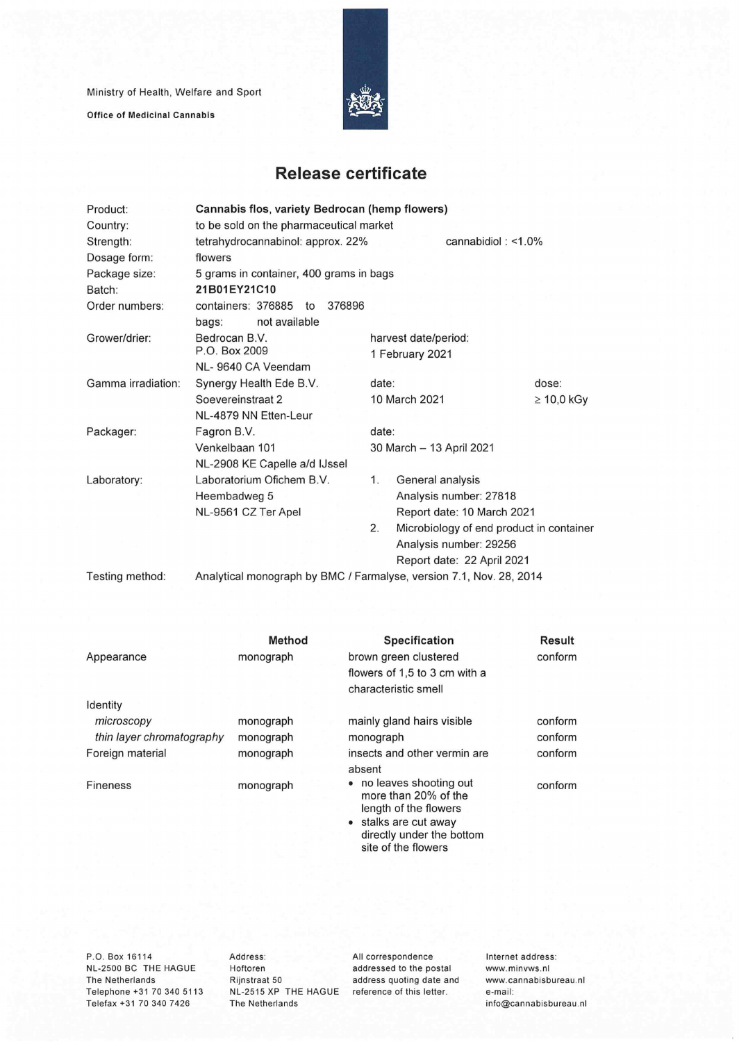Ministry of Health, Welfare and Sport

**Office of Medicinal Cannabis**

# Release certificate

| | | | |
|---|---|---|---|
| Product: | **Cannabis flos, variety Bedrocan (hemp flowers)** | | |
| Country: | to be sold on the pharmaceutical market | | |
| Strength: | tetrahydrocannabinol: approx. 22% | cannabidiol : <1.0% | |
| Dosage form: | flowers | | |
| Package size: | 5 grams in container, 400 grams in bags | | |
| Batch: | **21B01EY21C10** | | |
| Order numbers: | containers: 376885 to 376896<br>bags: not available | | |
| Grower/drier: | Bedrocan B.V.<br>P.O. Box 2009<br>NL- 9640 CA Veendam | harvest date/period:<br>1 February 2021 | |
| Gamma irradiation: | Synergy Health Ede B.V.<br>Soevereinstraat 2<br>NL-4879 NN Etten-Leur | date:<br>10 March 2021 | dose:<br>≥ 10,0 kGy |
| Packager: | Fagron B.V.<br>Venkelbaan 101<br>NL-2908 KE Capelle a/d IJssel | date:<br>30 March – 13 April 2021 | |
| Laboratory: | Laboratorium Ofichem B.V.<br>Heembadweg 5<br>NL-9561 CZ Ter Apel | 1. General analysis<br>Analysis number: 27818<br>Report date: 10 March 2021<br>2. Microbiology of end product in container<br>Analysis number: 29256<br>Report date: 22 April 2021 | |
| Testing method: | Analytical monograph by BMC / Farmalyse, version 7.1, Nov. 28, 2014 | | |

| | Method | Specification | Result |
|---|---|---|---|
| Appearance | monograph | brown green clustered flowers of 1,5 to 3 cm with a characteristic smell | conform |
| Identity | | | |
| *microscopy* | monograph | mainly gland hairs visible | conform |
| *thin layer chromatography* | monograph | monograph | conform |
| Foreign material | monograph | insects and other vermin are absent | conform |
| Fineness | monograph | • no leaves shooting out more than 20% of the length of the flowers<br>• stalks are cut away directly under the bottom site of the flowers | conform |

P.O. Box 16114
NL-2500 BC THE HAGUE
The Netherlands
Telephone +31 70 340 5113
Telefax +31 70 340 7426

Address:
Hoftoren
Rijnstraat 50
NL-2515 XP THE HAGUE
The Netherlands

All correspondence addressed to the postal address quoting date and reference of this letter.

Internet address:
www.minvws.nl
www.cannabisbureau.nl
e-mail:
info@cannabisbureau.nl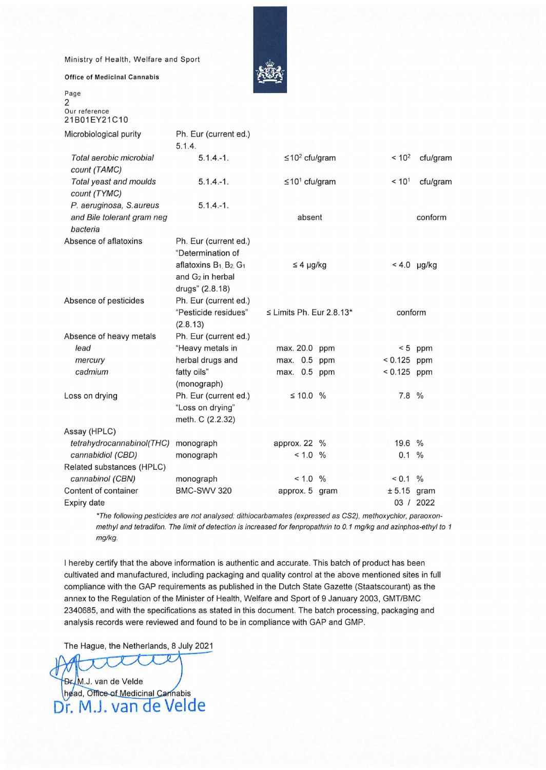Ministry of Health, Welfare and Sport

**Office of Medicinal Cannabis**

Page
2
Our reference
21B01EY21C10

| | | | |
|---|---|---|---|
| Microbiological purity | Ph. Eur (current ed.) 5.1.4. | | |
| *Total aerobic microbial count (TAMC)* | 5.1.4.-1. | $\leq 10^2$ cfu/gram | $< 10^2$ cfu/gram |
| *Total yeast and moulds count (TYMC)* | 5.1.4.-1. | $\leq 10^1$ cfu/gram | $< 10^1$ cfu/gram |
| *P. aeruginosa, S.aureus and Bile tolerant gram neg bacteria* | 5.1.4.-1. | absent | conform |
| Absence of aflatoxins | Ph. Eur (current ed.) "Determination of aflatoxins $B_1$, $B_2$, $G_1$ and $G_2$ in herbal drugs" (2.8.18) | ≤ 4 µg/kg | < 4.0 µg/kg |
| Absence of pesticides | Ph. Eur (current ed.) "Pesticide residues" (2.8.13) | ≤ Limits Ph. Eur 2.8.13* | conform |
| Absence of heavy metals | Ph. Eur (current ed.) "Heavy metals in herbal drugs and fatty oils" (monograph) | | |
| *lead* | | max. 20.0 ppm | < 5 ppm |
| *mercury* | | max. 0.5 ppm | < 0.125 ppm |
| *cadmium* | | max. 0.5 ppm | < 0.125 ppm |
| Loss on drying | Ph. Eur (current ed.) "Loss on drying" meth. C (2.2.32) | ≤ 10.0 % | 7.8 % |
| Assay (HPLC) | | | |
| *tetrahydrocannabinol(THC)* | monograph | approx. 22 % | 19.6 % |
| *cannabidiol (CBD)* | monograph | < 1.0 % | 0.1 % |
| Related substances (HPLC) | | | |
| *cannabinol (CBN)* | monograph | < 1.0 % | < 0.1 % |
| Content of container | BMC-SWV 320 | approx. 5 gram | ± 5.15 gram |
| Expiry date | | | 03 / 2022 |

*\*The following pesticides are not analysed: dithiocarbamates (expressed as CS2), methoxychlor, paraoxon-methyl and tetradifon. The limit of detection is increased for fenpropathrin to 0.1 mg/kg and azinphos-ethyl to 1 mg/kg.*

I hereby certify that the above information is authentic and accurate. This batch of product has been cultivated and manufactured, including packaging and quality control at the above mentioned sites in full compliance with the GAP requirements as published in the Dutch State Gazette (Staatscourant) as the annex to the Regulation of the Minister of Health, Welfare and Sport of 9 January 2003, GMT/BMC 2340685, and with the specifications as stated in this document. The batch processing, packaging and analysis records were reviewed and found to be in compliance with GAP and GMP.

The Hague, the Netherlands, 8 July 2021

Dr. M.J. van de Velde
head, Office of Medicinal Cannabis

Dr. M.J. van de Velde